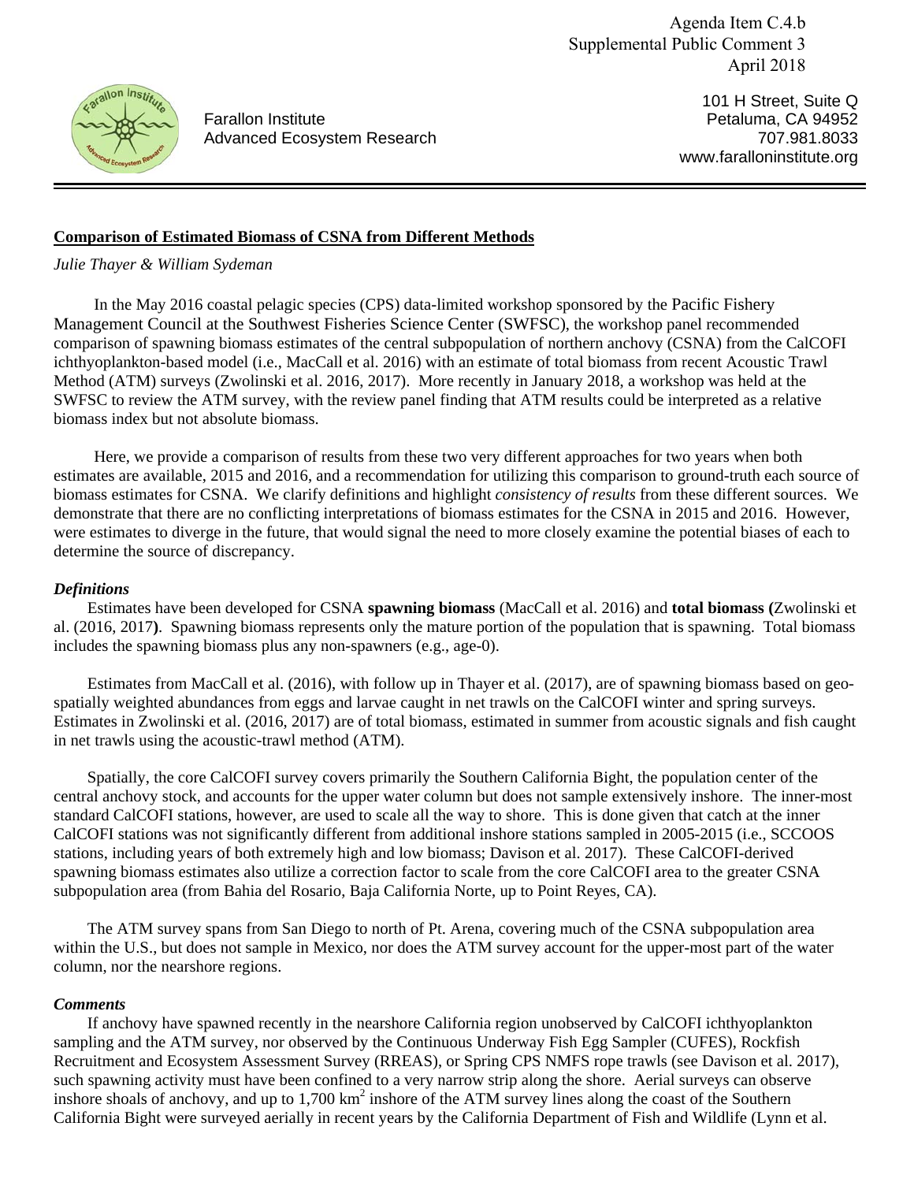Agenda Item C.4.b
Supplemental Public Comment 3
April 2018

Farallon Institute
Advanced Ecosystem Research

101 H Street, Suite Q
Petaluma, CA 94952
707.981.8033
www.faralloninstitute.org

**Comparison of Estimated Biomass of CSNA from Different Methods**

*Julie Thayer & William Sydeman*

In the May 2016 coastal pelagic species (CPS) data-limited workshop sponsored by the Pacific Fishery Management Council at the Southwest Fisheries Science Center (SWFSC), the workshop panel recommended comparison of spawning biomass estimates of the central subpopulation of northern anchovy (CSNA) from the CalCOFI ichthyoplankton-based model (i.e., MacCall et al. 2016) with an estimate of total biomass from recent Acoustic Trawl Method (ATM) surveys (Zwolinski et al. 2016, 2017). More recently in January 2018, a workshop was held at the SWFSC to review the ATM survey, with the review panel finding that ATM results could be interpreted as a relative biomass index but not absolute biomass.

Here, we provide a comparison of results from these two very different approaches for two years when both estimates are available, 2015 and 2016, and a recommendation for utilizing this comparison to ground-truth each source of biomass estimates for CSNA. We clarify definitions and highlight *consistency of results* from these different sources. We demonstrate that there are no conflicting interpretations of biomass estimates for the CSNA in 2015 and 2016. However, were estimates to diverge in the future, that would signal the need to more closely examine the potential biases of each to determine the source of discrepancy.

### *Definitions*

Estimates have been developed for CSNA **spawning biomass** (MacCall et al. 2016) and **total biomass (**Zwolinski et al. (2016, 2017**)**. Spawning biomass represents only the mature portion of the population that is spawning. Total biomass includes the spawning biomass plus any non-spawners (e.g., age-0).

Estimates from MacCall et al. (2016), with follow up in Thayer et al. (2017), are of spawning biomass based on geo-spatially weighted abundances from eggs and larvae caught in net trawls on the CalCOFI winter and spring surveys. Estimates in Zwolinski et al. (2016, 2017) are of total biomass, estimated in summer from acoustic signals and fish caught in net trawls using the acoustic-trawl method (ATM).

Spatially, the core CalCOFI survey covers primarily the Southern California Bight, the population center of the central anchovy stock, and accounts for the upper water column but does not sample extensively inshore. The inner-most standard CalCOFI stations, however, are used to scale all the way to shore. This is done given that catch at the inner CalCOFI stations was not significantly different from additional inshore stations sampled in 2005-2015 (i.e., SCCOOS stations, including years of both extremely high and low biomass; Davison et al. 2017). These CalCOFI-derived spawning biomass estimates also utilize a correction factor to scale from the core CalCOFI area to the greater CSNA subpopulation area (from Bahia del Rosario, Baja California Norte, up to Point Reyes, CA).

The ATM survey spans from San Diego to north of Pt. Arena, covering much of the CSNA subpopulation area within the U.S., but does not sample in Mexico, nor does the ATM survey account for the upper-most part of the water column, nor the nearshore regions.

### *Comments*

If anchovy have spawned recently in the nearshore California region unobserved by CalCOFI ichthyoplankton sampling and the ATM survey, nor observed by the Continuous Underway Fish Egg Sampler (CUFES), Rockfish Recruitment and Ecosystem Assessment Survey (RREAS), or Spring CPS NMFS rope trawls (see Davison et al. 2017), such spawning activity must have been confined to a very narrow strip along the shore. Aerial surveys can observe inshore shoals of anchovy, and up to 1,700 km$^2$ inshore of the ATM survey lines along the coast of the Southern California Bight were surveyed aerially in recent years by the California Department of Fish and Wildlife (Lynn et al.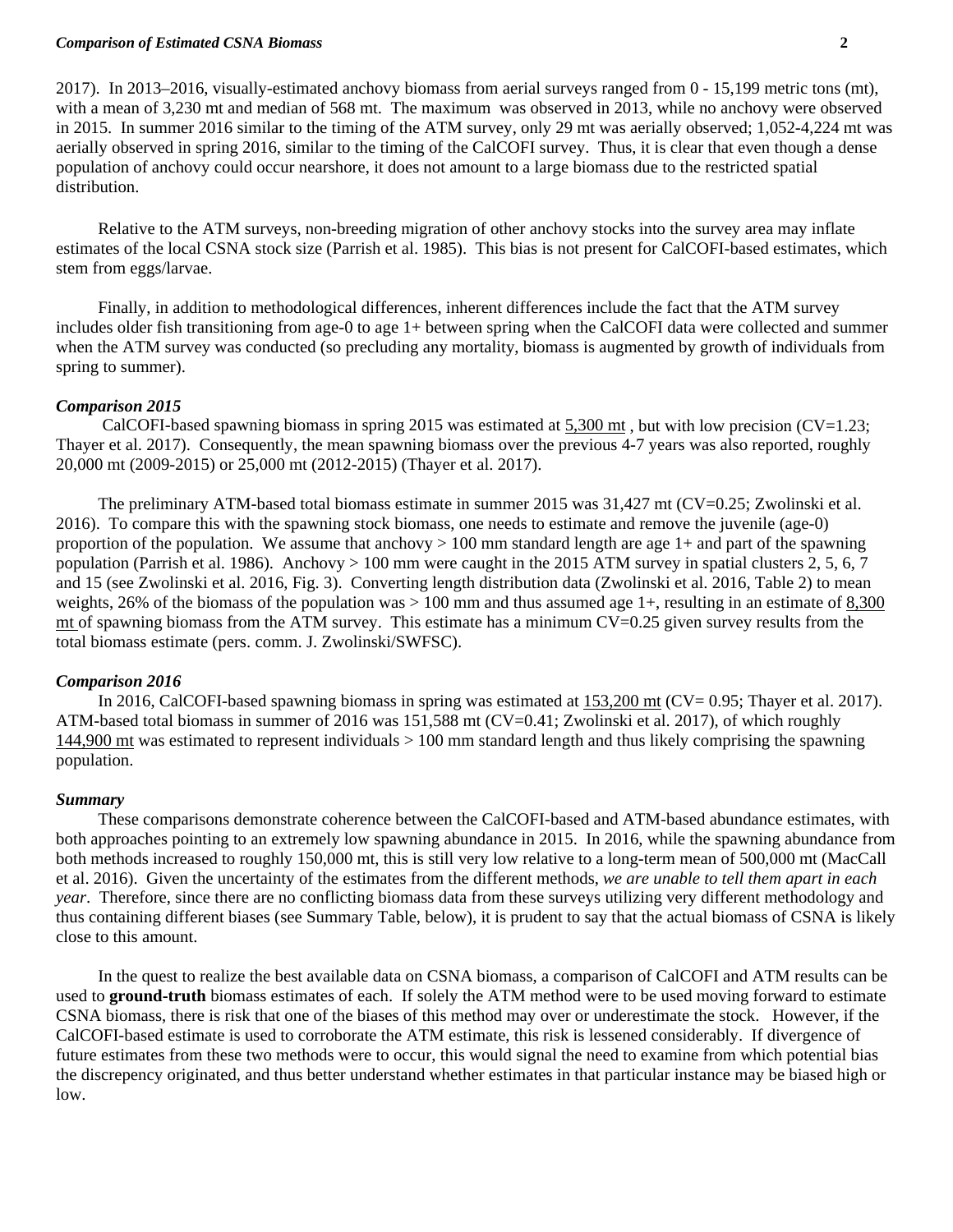2017). In 2013–2016, visually-estimated anchovy biomass from aerial surveys ranged from 0 - 15,199 metric tons (mt), with a mean of 3,230 mt and median of 568 mt. The maximum was observed in 2013, while no anchovy were observed in 2015. In summer 2016 similar to the timing of the ATM survey, only 29 mt was aerially observed; 1,052-4,224 mt was aerially observed in spring 2016, similar to the timing of the CalCOFI survey. Thus, it is clear that even though a dense population of anchovy could occur nearshore, it does not amount to a large biomass due to the restricted spatial distribution.

Relative to the ATM surveys, non-breeding migration of other anchovy stocks into the survey area may inflate estimates of the local CSNA stock size (Parrish et al. 1985). This bias is not present for CalCOFI-based estimates, which stem from eggs/larvae.

Finally, in addition to methodological differences, inherent differences include the fact that the ATM survey includes older fish transitioning from age-0 to age 1+ between spring when the CalCOFI data were collected and summer when the ATM survey was conducted (so precluding any mortality, biomass is augmented by growth of individuals from spring to summer).

### *Comparison 2015*

CalCOFI-based spawning biomass in spring 2015 was estimated at <u>5,300 mt</u> , but with low precision (CV=1.23; Thayer et al. 2017). Consequently, the mean spawning biomass over the previous 4-7 years was also reported, roughly 20,000 mt (2009-2015) or 25,000 mt (2012-2015) (Thayer et al. 2017).

The preliminary ATM-based total biomass estimate in summer 2015 was 31,427 mt (CV=0.25; Zwolinski et al. 2016). To compare this with the spawning stock biomass, one needs to estimate and remove the juvenile (age-0) proportion of the population. We assume that anchovy > 100 mm standard length are age 1+ and part of the spawning population (Parrish et al. 1986). Anchovy > 100 mm were caught in the 2015 ATM survey in spatial clusters 2, 5, 6, 7 and 15 (see Zwolinski et al. 2016, Fig. 3). Converting length distribution data (Zwolinski et al. 2016, Table 2) to mean weights, 26% of the biomass of the population was > 100 mm and thus assumed age 1+, resulting in an estimate of <u>8,300 mt</u> of spawning biomass from the ATM survey. This estimate has a minimum CV=0.25 given survey results from the total biomass estimate (pers. comm. J. Zwolinski/SWFSC).

### *Comparison 2016*

In 2016, CalCOFI-based spawning biomass in spring was estimated at <u>153,200 mt</u> (CV= 0.95; Thayer et al. 2017). ATM-based total biomass in summer of 2016 was 151,588 mt (CV=0.41; Zwolinski et al. 2017), of which roughly <u>144,900 mt</u> was estimated to represent individuals > 100 mm standard length and thus likely comprising the spawning population.

### *Summary*

These comparisons demonstrate coherence between the CalCOFI-based and ATM-based abundance estimates, with both approaches pointing to an extremely low spawning abundance in 2015. In 2016, while the spawning abundance from both methods increased to roughly 150,000 mt, this is still very low relative to a long-term mean of 500,000 mt (MacCall et al. 2016). Given the uncertainty of the estimates from the different methods, *we are unable to tell them apart in each year*. Therefore, since there are no conflicting biomass data from these surveys utilizing very different methodology and thus containing different biases (see Summary Table, below), it is prudent to say that the actual biomass of CSNA is likely close to this amount.

In the quest to realize the best available data on CSNA biomass, a comparison of CalCOFI and ATM results can be used to **ground-truth** biomass estimates of each. If solely the ATM method were to be used moving forward to estimate CSNA biomass, there is risk that one of the biases of this method may over or underestimate the stock. However, if the CalCOFI-based estimate is used to corroborate the ATM estimate, this risk is lessened considerably. If divergence of future estimates from these two methods were to occur, this would signal the need to examine from which potential bias the discrepency originated, and thus better understand whether estimates in that particular instance may be biased high or low.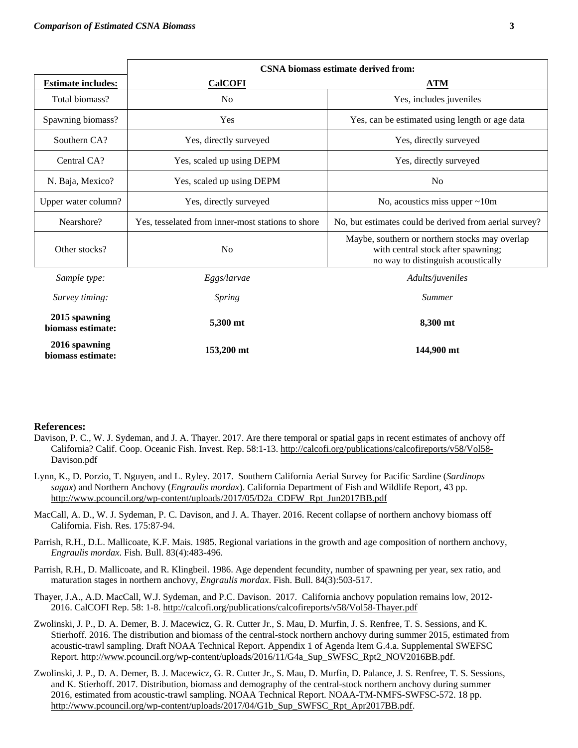| | CSNA biomass estimate derived from: | |
|---|---|---|
| **Estimate includes:** | **CalCOFI** | **ATM** |
| Total biomass? | No | Yes, includes juveniles |
| Spawning biomass? | Yes | Yes, can be estimated using length or age data |
| Southern CA? | Yes, directly surveyed | Yes, directly surveyed |
| Central CA? | Yes, scaled up using DEPM | Yes, directly surveyed |
| N. Baja, Mexico? | Yes, scaled up using DEPM | No |
| Upper water column? | Yes, directly surveyed | No, acoustics miss upper ~10m |
| Nearshore? | Yes, tesselated from inner-most stations to shore | No, but estimates could be derived from aerial survey? |
| Other stocks? | No | Maybe, southern or northern stocks may overlap with central stock after spawning; no way to distinguish acoustically |
| *Sample type:* | *Eggs/larvae* | *Adults/juveniles* |
| *Survey timing:* | *Spring* | *Summer* |
| **2015 spawning biomass estimate:** | **5,300 mt** | **8,300 mt** |
| **2016 spawning biomass estimate:** | **153,200 mt** | **144,900 mt** |

**References:**

Davison, P. C., W. J. Sydeman, and J. A. Thayer. 2017. Are there temporal or spatial gaps in recent estimates of anchovy off California? Calif. Coop. Oceanic Fish. Invest. Rep. 58:1-13. http://calcofi.org/publications/calcofireports/v58/Vol58-Davison.pdf

Lynn, K., D. Porzio, T. Nguyen, and L. Ryley. 2017. Southern California Aerial Survey for Pacific Sardine (*Sardinops sagax*) and Northern Anchovy (*Engraulis mordax*). California Department of Fish and Wildlife Report, 43 pp. http://www.pcouncil.org/wp-content/uploads/2017/05/D2a_CDFW_Rpt_Jun2017BB.pdf

MacCall, A. D., W. J. Sydeman, P. C. Davison, and J. A. Thayer. 2016. Recent collapse of northern anchovy biomass off California. Fish. Res. 175:87-94.

Parrish, R.H., D.L. Mallicoate, K.F. Mais. 1985. Regional variations in the growth and age composition of northern anchovy, *Engraulis mordax*. Fish. Bull. 83(4):483-496.

Parrish, R.H., D. Mallicoate, and R. Klingbeil. 1986. Age dependent fecundity, number of spawning per year, sex ratio, and maturation stages in northern anchovy, *Engraulis mordax*. Fish. Bull. 84(3):503-517.

Thayer, J.A., A.D. MacCall, W.J. Sydeman, and P.C. Davison. 2017. California anchovy population remains low, 2012-2016. CalCOFI Rep. 58: 1-8. http://calcofi.org/publications/calcofireports/v58/Vol58-Thayer.pdf

Zwolinski, J. P., D. A. Demer, B. J. Macewicz, G. R. Cutter Jr., S. Mau, D. Murfin, J. S. Renfree, T. S. Sessions, and K. Stierhoff. 2016. The distribution and biomass of the central-stock northern anchovy during summer 2015, estimated from acoustic-trawl sampling. Draft NOAA Technical Report. Appendix 1 of Agenda Item G.4.a. Supplemental SWEFSC Report. http://www.pcouncil.org/wp-content/uploads/2016/11/G4a_Sup_SWFSC_Rpt2_NOV2016BB.pdf.

Zwolinski, J. P., D. A. Demer, B. J. Macewicz, G. R. Cutter Jr., S. Mau, D. Murfin, D. Palance, J. S. Renfree, T. S. Sessions, and K. Stierhoff. 2017. Distribution, biomass and demography of the central-stock northern anchovy during summer 2016, estimated from acoustic-trawl sampling. NOAA Technical Report. NOAA-TM-NMFS-SWFSC-572. 18 pp. http://www.pcouncil.org/wp-content/uploads/2017/04/G1b_Sup_SWFSC_Rpt_Apr2017BB.pdf.